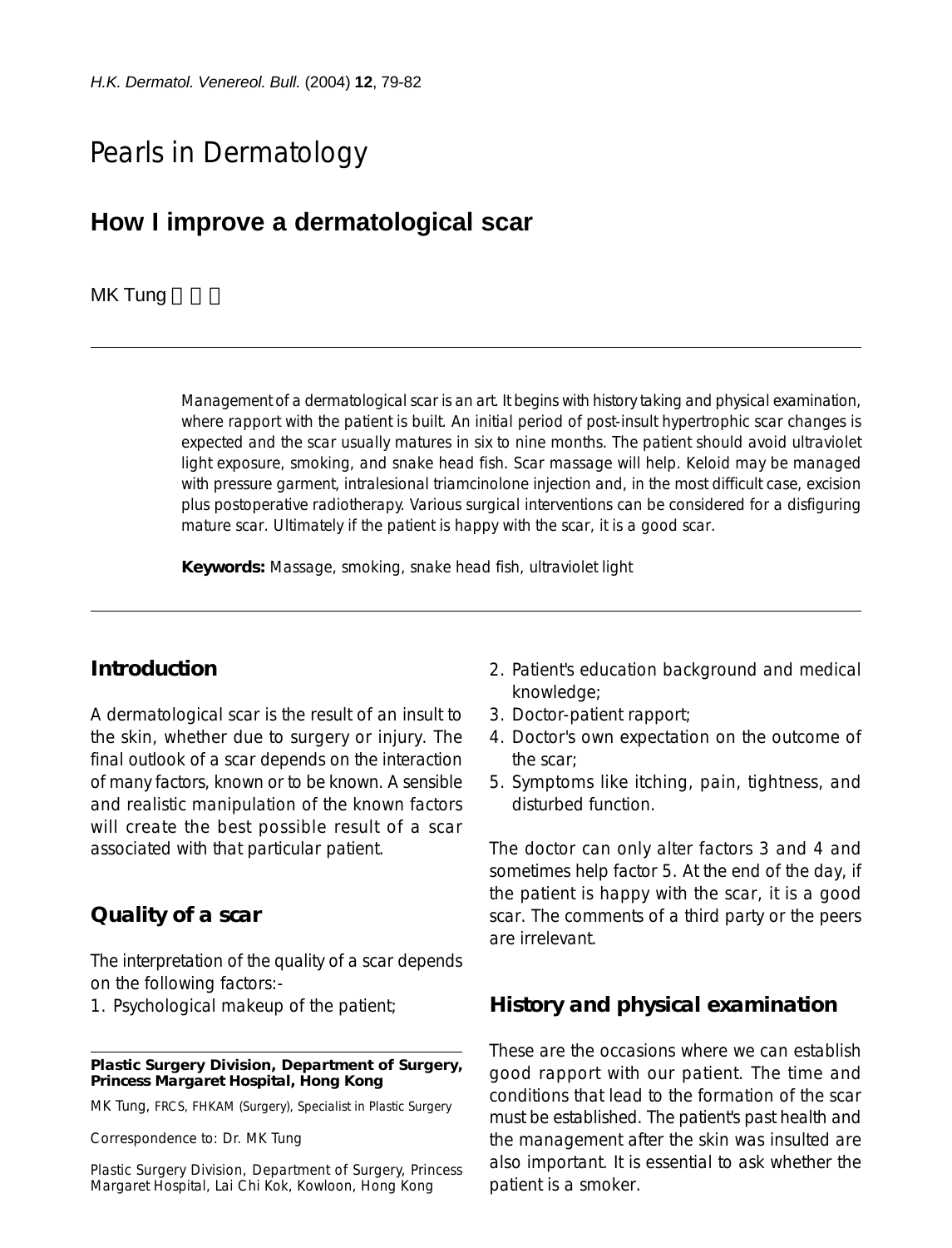Pearls in Dermatology

# How I improve a dermatological scar

MK Tung 董文廣

Management of a dermatological scar is an art. It begins with history taking and physical examination, where rapport with the patient is built. An initial period of post-insult hypertrophic scar changes is expected and the scar usually matures in six to nine months. The patient should avoid ultraviolet light exposure, smoking, and snake head fish. Scar massage will help. Keloid may be managed with pressure garment, intralesional triamcinolone injection and, in the most difficult case, excision plus postoperative radiotherapy. Various surgical interventions can be considered for a disfiguring mature scar. Ultimately if the patient is happy with the scar, it is a good scar.

**Keywords:** Massage, smoking, snake head fish, ultraviolet light

## Introduction

A dermatological scar is the result of an insult to the skin, whether due to surgery or injury. The final outlook of a scar depends on the interaction of many factors, known or to be known. A sensible and realistic manipulation of the known factors will create the best possible result of a scar associated with that particular patient.

## Quality of a scar

The interpretation of the quality of a scar depends on the following factors:-

1. Psychological makeup of the patient;
2. Patient's education background and medical knowledge;
3. Doctor-patient rapport;
4. Doctor's own expectation on the outcome of the scar;
5. Symptoms like itching, pain, tightness, and disturbed function.

The doctor can only alter factors 3 and 4 and sometimes help factor 5. At the end of the day, if the patient is happy with the scar, it is a good scar. The comments of a third party or the peers are irrelevant.

## History and physical examination

These are the occasions where we can establish good rapport with our patient. The time and conditions that lead to the formation of the scar must be established. The patient's past health and the management after the skin was insulted are also important. It is essential to ask whether the patient is a smoker.

**Plastic Surgery Division, Department of Surgery, Princess Margaret Hospital, Hong Kong**

MK Tung, FRCS, FHKAM (Surgery), Specialist in Plastic Surgery

Correspondence to: Dr. MK Tung

Plastic Surgery Division, Department of Surgery, Princess Margaret Hospital, Lai Chi Kok, Kowloon, Hong Kong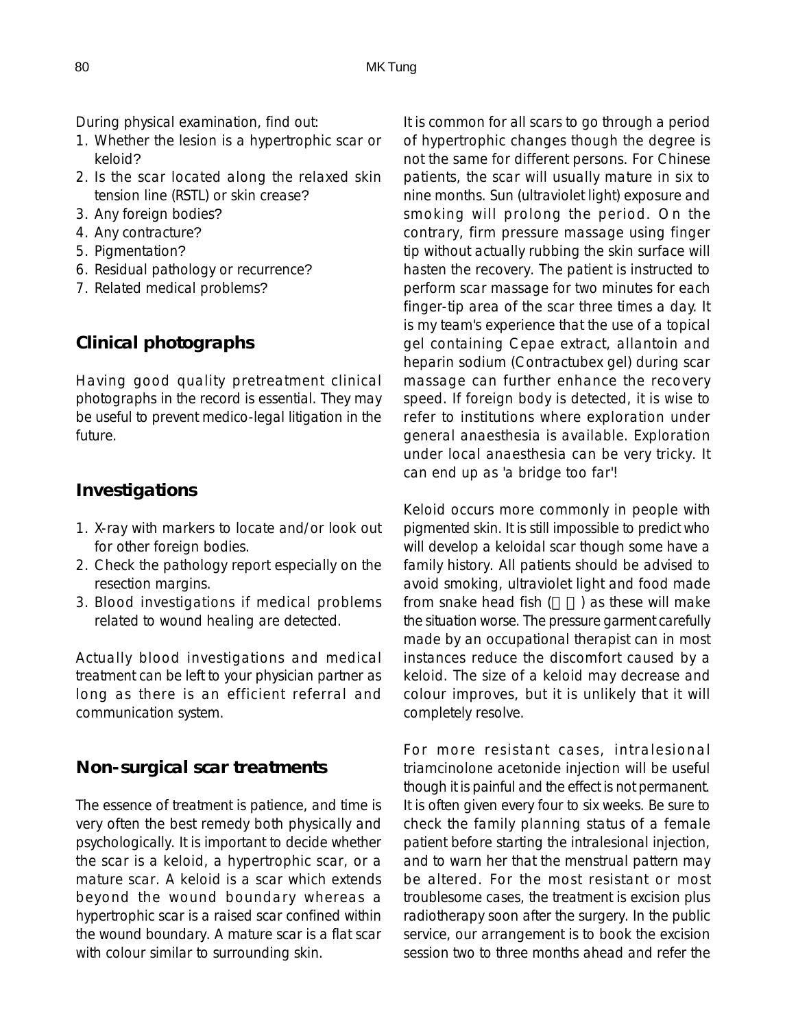During physical examination, find out:

1. Whether the lesion is a hypertrophic scar or keloid?
2. Is the scar located along the relaxed skin tension line (RSTL) or skin crease?
3. Any foreign bodies?
4. Any contracture?
5. Pigmentation?
6. Residual pathology or recurrence?
7. Related medical problems?

## Clinical photographs

Having good quality pretreatment clinical photographs in the record is essential. They may be useful to prevent medico-legal litigation in the future.

## Investigations

1. X-ray with markers to locate and/or look out for other foreign bodies.
2. Check the pathology report especially on the resection margins.
3. Blood investigations if medical problems related to wound healing are detected.

Actually blood investigations and medical treatment can be left to your physician partner as long as there is an efficient referral and communication system.

## Non-surgical scar treatments

The essence of treatment is patience, and time is very often the best remedy both physically and psychologically. It is important to decide whether the scar is a keloid, a hypertrophic scar, or a mature scar. A keloid is a scar which extends beyond the wound boundary whereas a hypertrophic scar is a raised scar confined within the wound boundary. A mature scar is a flat scar with colour similar to surrounding skin.

It is common for all scars to go through a period of hypertrophic changes though the degree is not the same for different persons. For Chinese patients, the scar will usually mature in six to nine months. Sun (ultraviolet light) exposure and smoking will prolong the period. On the contrary, firm pressure massage using finger tip without actually rubbing the skin surface will hasten the recovery. The patient is instructed to perform scar massage for two minutes for each finger-tip area of the scar three times a day. It is my team's experience that the use of a topical gel containing Cepae extract, allantoin and heparin sodium (Contractubex gel) during scar massage can further enhance the recovery speed. If foreign body is detected, it is wise to refer to institutions where exploration under general anaesthesia is available. Exploration under local anaesthesia can be very tricky. It can end up as 'a bridge too far'!

Keloid occurs more commonly in people with pigmented skin. It is still impossible to predict who will develop a keloidal scar though some have a family history. All patients should be advised to avoid smoking, ultraviolet light and food made from snake head fish (生魚) as these will make the situation worse. The pressure garment carefully made by an occupational therapist can in most instances reduce the discomfort caused by a keloid. The size of a keloid may decrease and colour improves, but it is unlikely that it will completely resolve.

For more resistant cases, intralesional triamcinolone acetonide injection will be useful though it is painful and the effect is not permanent. It is often given every four to six weeks. Be sure to check the family planning status of a female patient before starting the intralesional injection, and to warn her that the menstrual pattern may be altered. For the most resistant or most troublesome cases, the treatment is excision plus radiotherapy soon after the surgery. In the public service, our arrangement is to book the excision session two to three months ahead and refer the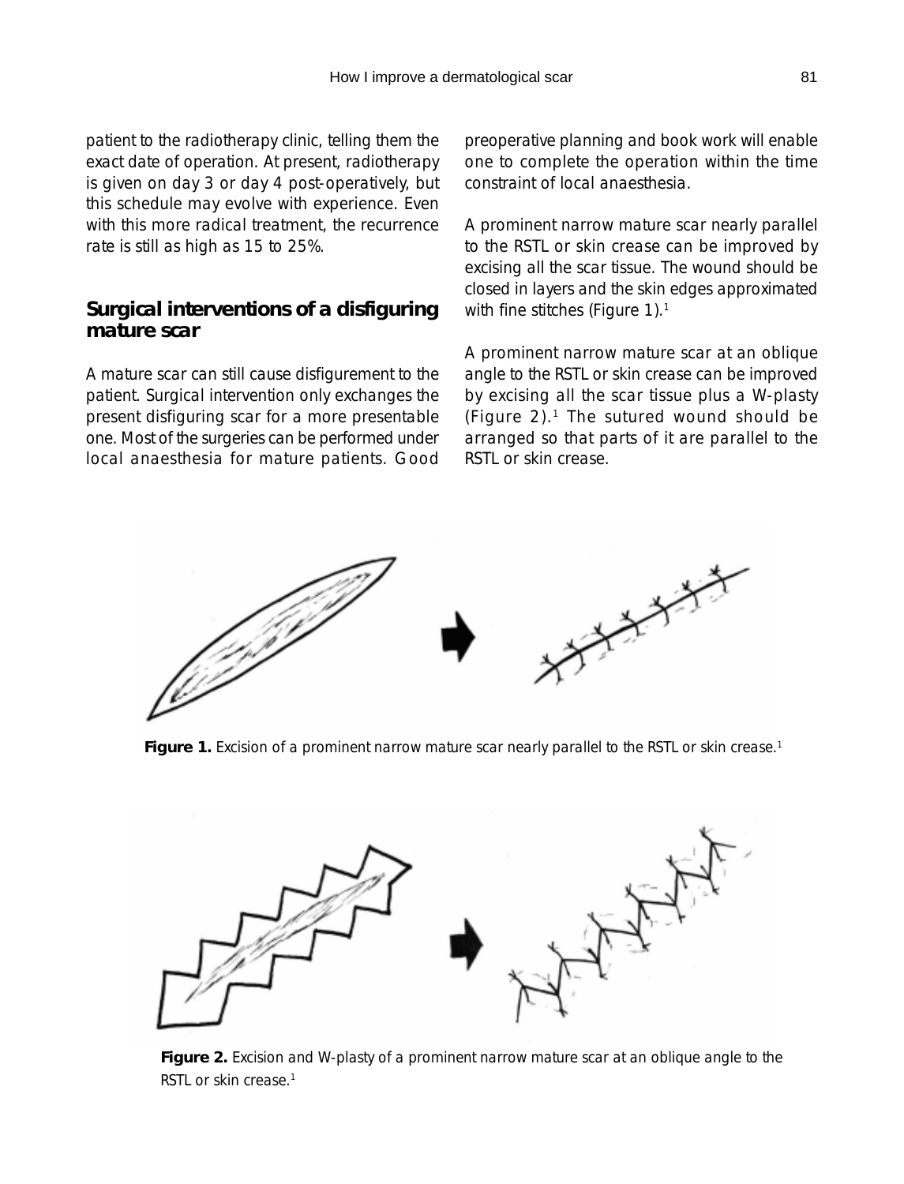patient to the radiotherapy clinic, telling them the exact date of operation. At present, radiotherapy is given on day 3 or day 4 post-operatively, but this schedule may evolve with experience. Even with this more radical treatment, the recurrence rate is still as high as 15 to 25%.

## Surgical interventions of a disfiguring mature scar

A mature scar can still cause disfigurement to the patient. Surgical intervention only exchanges the present disfiguring scar for a more presentable one. Most of the surgeries can be performed under local anaesthesia for mature patients. Good preoperative planning and book work will enable one to complete the operation within the time constraint of local anaesthesia.

A prominent narrow mature scar nearly parallel to the RSTL or skin crease can be improved by excising all the scar tissue. The wound should be closed in layers and the skin edges approximated with fine stitches (Figure 1).[1]

A prominent narrow mature scar at an oblique angle to the RSTL or skin crease can be improved by excising all the scar tissue plus a W-plasty (Figure 2).[1] The sutured wound should be arranged so that parts of it are parallel to the RSTL or skin crease.

**Figure 1.** Excision of a prominent narrow mature scar nearly parallel to the RSTL or skin crease.[1]

**Figure 2.** Excision and W-plasty of a prominent narrow mature scar at an oblique angle to the RSTL or skin crease.[1]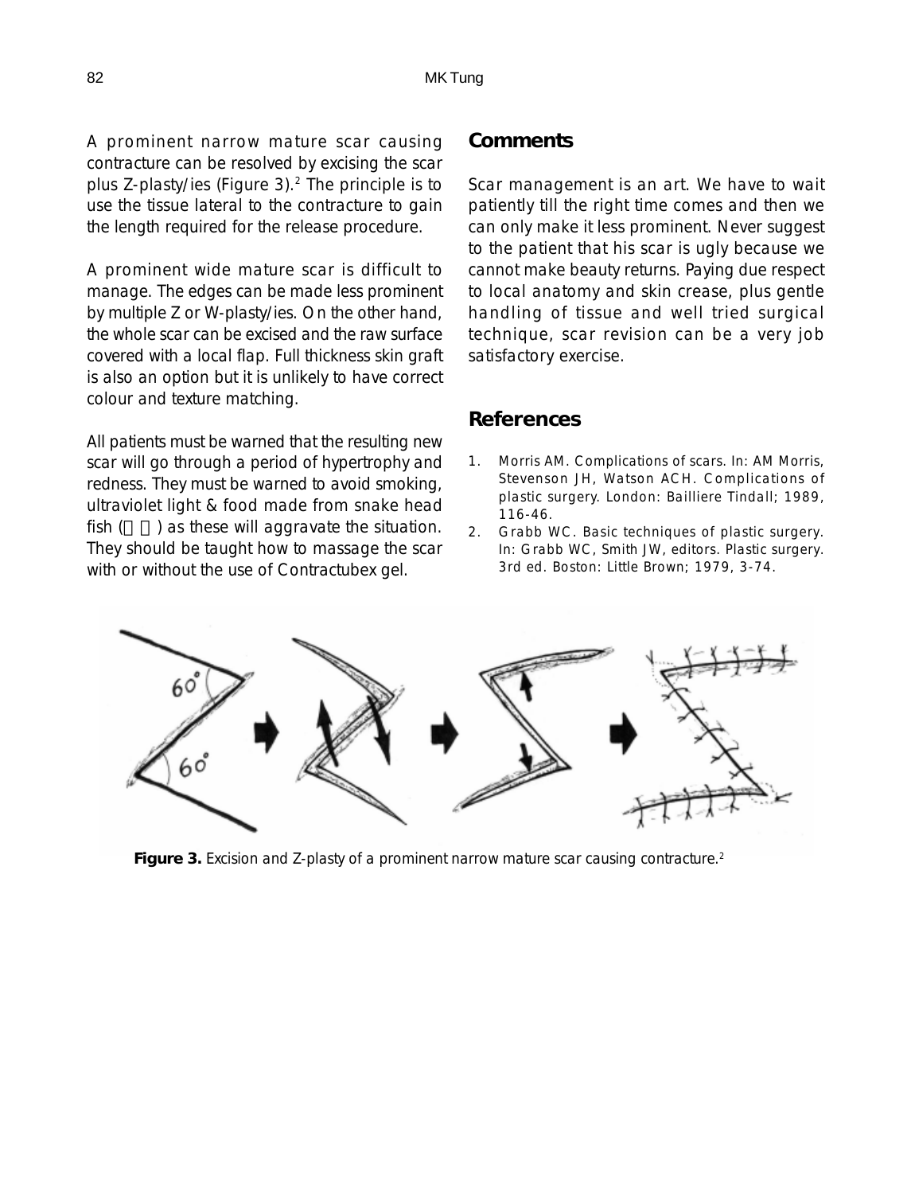A prominent narrow mature scar causing contracture can be resolved by excising the scar plus Z-plasty/ies (Figure 3).[2] The principle is to use the tissue lateral to the contracture to gain the length required for the release procedure.

A prominent wide mature scar is difficult to manage. The edges can be made less prominent by multiple Z or W-plasty/ies. On the other hand, the whole scar can be excised and the raw surface covered with a local flap. Full thickness skin graft is also an option but it is unlikely to have correct colour and texture matching.

All patients must be warned that the resulting new scar will go through a period of hypertrophy and redness. They must be warned to avoid smoking, ultraviolet light & food made from snake head fish (生魚) as these will aggravate the situation. They should be taught how to massage the scar with or without the use of Contractubex gel.

## Comments

Scar management is an art. We have to wait patiently till the right time comes and then we can only make it less prominent. Never suggest to the patient that his scar is ugly because we cannot make beauty returns. Paying due respect to local anatomy and skin crease, plus gentle handling of tissue and well tried surgical technique, scar revision can be a very job satisfactory exercise.

## References

1. Morris AM. Complications of scars. In: AM Morris, Stevenson JH, Watson ACH. Complications of plastic surgery. London: Bailliere Tindall; 1989, 116-46.
2. Grabb WC. Basic techniques of plastic surgery. In: Grabb WC, Smith JW, editors. Plastic surgery. 3rd ed. Boston: Little Brown; 1979, 3-74.

60°

60°

**Figure 3.** Excision and Z-plasty of a prominent narrow mature scar causing contracture.[2]